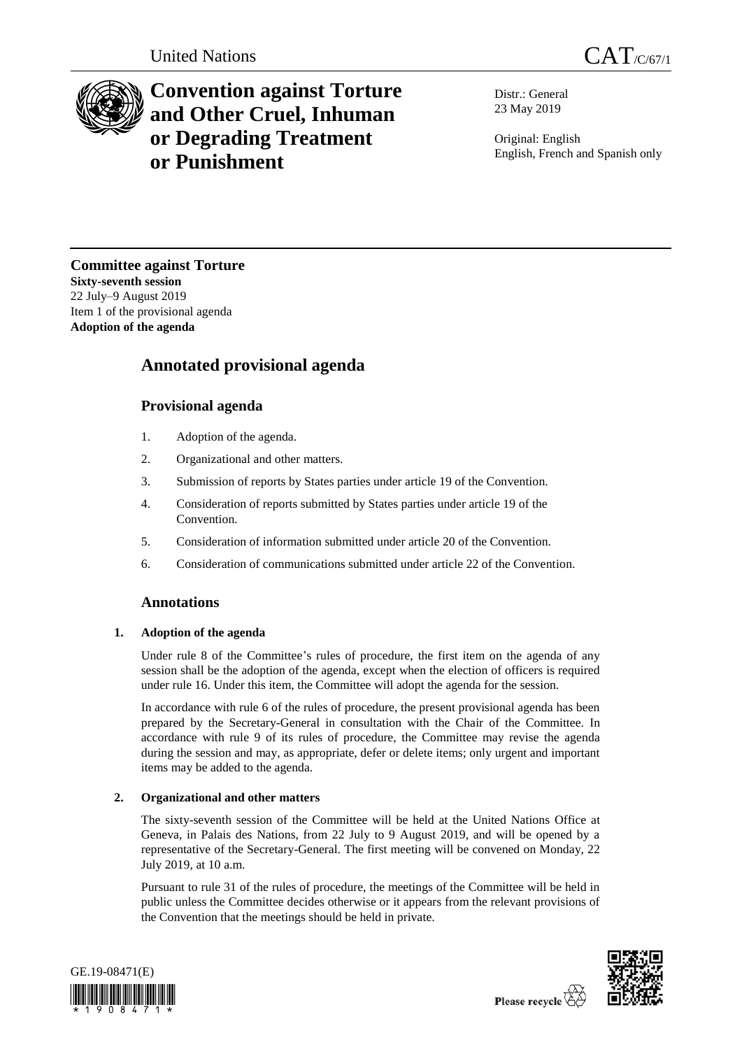United Nations

CAT/C/67/1

# Convention against Torture and Other Cruel, Inhuman or Degrading Treatment or Punishment

Distr.: General
23 May 2019

Original: English
English, French and Spanish only

**Committee against Torture**
**Sixty-seventh session**
22 July–9 August 2019
Item 1 of the provisional agenda
**Adoption of the agenda**

## Annotated provisional agenda

### Provisional agenda

1. Adoption of the agenda.
2. Organizational and other matters.
3. Submission of reports by States parties under article 19 of the Convention.
4. Consideration of reports submitted by States parties under article 19 of the Convention.
5. Consideration of information submitted under article 20 of the Convention.
6. Consideration of communications submitted under article 22 of the Convention.

### Annotations

#### 1. Adoption of the agenda

Under rule 8 of the Committee's rules of procedure, the first item on the agenda of any session shall be the adoption of the agenda, except when the election of officers is required under rule 16. Under this item, the Committee will adopt the agenda for the session.

In accordance with rule 6 of the rules of procedure, the present provisional agenda has been prepared by the Secretary-General in consultation with the Chair of the Committee. In accordance with rule 9 of its rules of procedure, the Committee may revise the agenda during the session and may, as appropriate, defer or delete items; only urgent and important items may be added to the agenda.

#### 2. Organizational and other matters

The sixty-seventh session of the Committee will be held at the United Nations Office at Geneva, in Palais des Nations, from 22 July to 9 August 2019, and will be opened by a representative of the Secretary-General. The first meeting will be convened on Monday, 22 July 2019, at 10 a.m.

Pursuant to rule 31 of the rules of procedure, the meetings of the Committee will be held in public unless the Committee decides otherwise or it appears from the relevant provisions of the Convention that the meetings should be held in private.

GE.19-08471(E)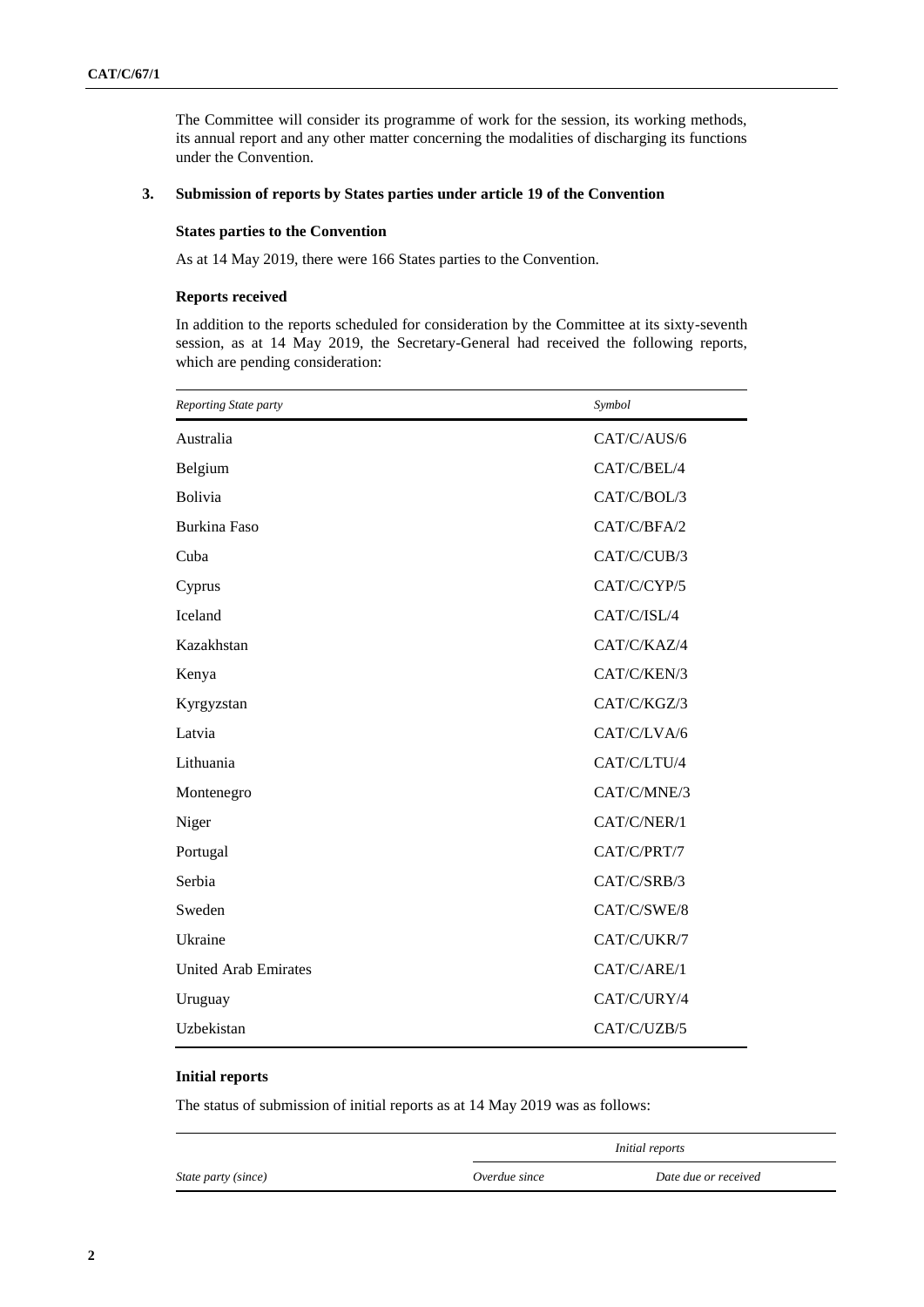The Committee will consider its programme of work for the session, its working methods, its annual report and any other matter concerning the modalities of discharging its functions under the Convention.

## 3. Submission of reports by States parties under article 19 of the Convention

### States parties to the Convention

As at 14 May 2019, there were 166 States parties to the Convention.

### Reports received

In addition to the reports scheduled for consideration by the Committee at its sixty-seventh session, as at 14 May 2019, the Secretary-General had received the following reports, which are pending consideration:

| *Reporting State party* | *Symbol* |
|---|---|
| Australia | CAT/C/AUS/6 |
| Belgium | CAT/C/BEL/4 |
| Bolivia | CAT/C/BOL/3 |
| Burkina Faso | CAT/C/BFA/2 |
| Cuba | CAT/C/CUB/3 |
| Cyprus | CAT/C/CYP/5 |
| Iceland | CAT/C/ISL/4 |
| Kazakhstan | CAT/C/KAZ/4 |
| Kenya | CAT/C/KEN/3 |
| Kyrgyzstan | CAT/C/KGZ/3 |
| Latvia | CAT/C/LVA/6 |
| Lithuania | CAT/C/LTU/4 |
| Montenegro | CAT/C/MNE/3 |
| Niger | CAT/C/NER/1 |
| Portugal | CAT/C/PRT/7 |
| Serbia | CAT/C/SRB/3 |
| Sweden | CAT/C/SWE/8 |
| Ukraine | CAT/C/UKR/7 |
| United Arab Emirates | CAT/C/ARE/1 |
| Uruguay | CAT/C/URY/4 |
| Uzbekistan | CAT/C/UZB/5 |

### Initial reports

The status of submission of initial reports as at 14 May 2019 was as follows:

| | *Initial reports* | |
|---|---|---|
| *State party (since)* | *Overdue since* | *Date due or received* |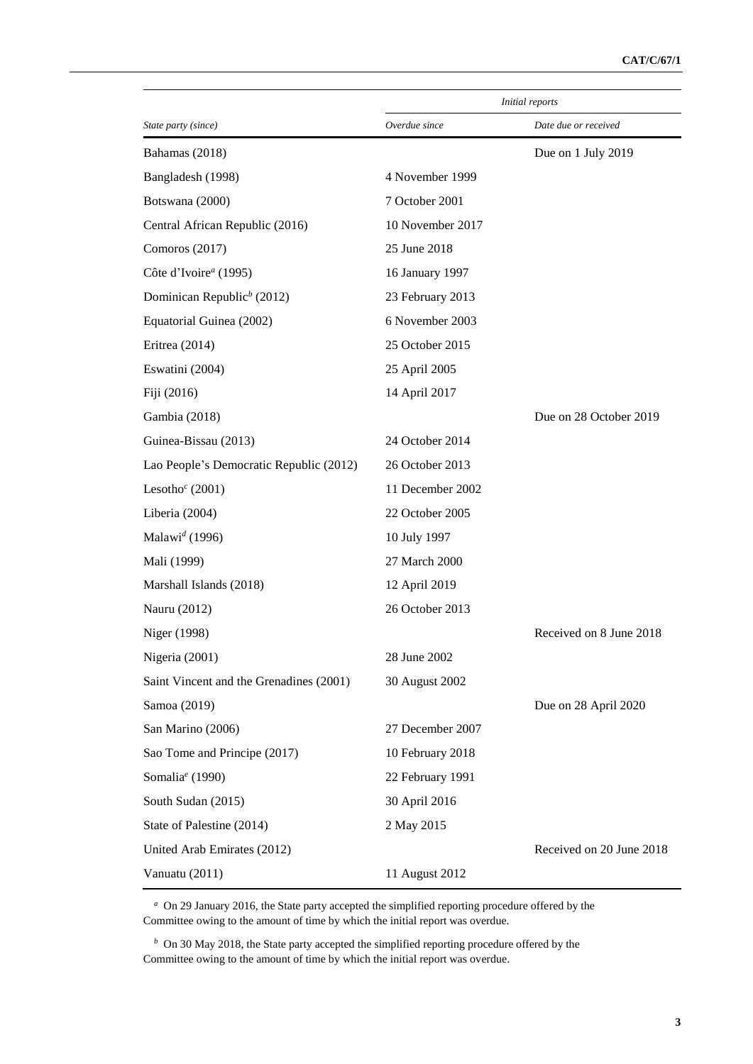| State party (since) | Initial reports | |
|---|---|---|
| | *Overdue since* | *Date due or received* |
| Bahamas (2018) | | Due on 1 July 2019 |
| Bangladesh (1998) | 4 November 1999 | |
| Botswana (2000) | 7 October 2001 | |
| Central African Republic (2016) | 10 November 2017 | |
| Comoros (2017) | 25 June 2018 | |
| Côte d'Ivoire[a] (1995) | 16 January 1997 | |
| Dominican Republic[b] (2012) | 23 February 2013 | |
| Equatorial Guinea (2002) | 6 November 2003 | |
| Eritrea (2014) | 25 October 2015 | |
| Eswatini (2004) | 25 April 2005 | |
| Fiji (2016) | 14 April 2017 | |
| Gambia (2018) | | Due on 28 October 2019 |
| Guinea-Bissau (2013) | 24 October 2014 | |
| Lao People's Democratic Republic (2012) | 26 October 2013 | |
| Lesotho[c] (2001) | 11 December 2002 | |
| Liberia (2004) | 22 October 2005 | |
| Malawi[d] (1996) | 10 July 1997 | |
| Mali (1999) | 27 March 2000 | |
| Marshall Islands (2018) | 12 April 2019 | |
| Nauru (2012) | 26 October 2013 | |
| Niger (1998) | | Received on 8 June 2018 |
| Nigeria (2001) | 28 June 2002 | |
| Saint Vincent and the Grenadines (2001) | 30 August 2002 | |
| Samoa (2019) | | Due on 28 April 2020 |
| San Marino (2006) | 27 December 2007 | |
| Sao Tome and Principe (2017) | 10 February 2018 | |
| Somalia[e] (1990) | 22 February 1991 | |
| South Sudan (2015) | 30 April 2016 | |
| State of Palestine (2014) | 2 May 2015 | |
| United Arab Emirates (2012) | | Received on 20 June 2018 |
| Vanuatu (2011) | 11 August 2012 | |

[a] On 29 January 2016, the State party accepted the simplified reporting procedure offered by the Committee owing to the amount of time by which the initial report was overdue.

[b] On 30 May 2018, the State party accepted the simplified reporting procedure offered by the Committee owing to the amount of time by which the initial report was overdue.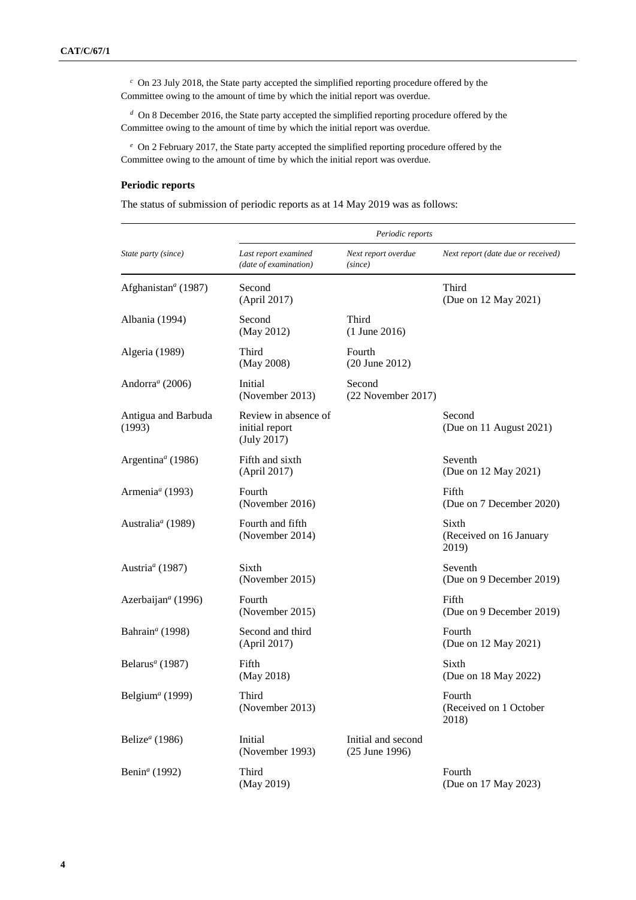[c] On 23 July 2018, the State party accepted the simplified reporting procedure offered by the Committee owing to the amount of time by which the initial report was overdue.

[d] On 8 December 2016, the State party accepted the simplified reporting procedure offered by the Committee owing to the amount of time by which the initial report was overdue.

[e] On 2 February 2017, the State party accepted the simplified reporting procedure offered by the Committee owing to the amount of time by which the initial report was overdue.

### Periodic reports

The status of submission of periodic reports as at 14 May 2019 was as follows:

| | *Periodic reports* | | |
|---|---|---|---|
| *State party (since)* | *Last report examined (date of examination)* | *Next report overdue (since)* | *Next report (date due or received)* |
| Afghanistan[a] (1987) | Second (April 2017) | | Third (Due on 12 May 2021) |
| Albania (1994) | Second (May 2012) | Third (1 June 2016) | |
| Algeria (1989) | Third (May 2008) | Fourth (20 June 2012) | |
| Andorra[a] (2006) | Initial (November 2013) | Second (22 November 2017) | |
| Antigua and Barbuda (1993) | Review in absence of initial report (July 2017) | | Second (Due on 11 August 2021) |
| Argentina[a] (1986) | Fifth and sixth (April 2017) | | Seventh (Due on 12 May 2021) |
| Armenia[a] (1993) | Fourth (November 2016) | | Fifth (Due on 7 December 2020) |
| Australia[a] (1989) | Fourth and fifth (November 2014) | | Sixth (Received on 16 January 2019) |
| Austria[a] (1987) | Sixth (November 2015) | | Seventh (Due on 9 December 2019) |
| Azerbaijan[a] (1996) | Fourth (November 2015) | | Fifth (Due on 9 December 2019) |
| Bahrain[a] (1998) | Second and third (April 2017) | | Fourth (Due on 12 May 2021) |
| Belarus[a] (1987) | Fifth (May 2018) | | Sixth (Due on 18 May 2022) |
| Belgium[a] (1999) | Third (November 2013) | | Fourth (Received on 1 October 2018) |
| Belize[a] (1986) | Initial (November 1993) | Initial and second (25 June 1996) | |
| Benin[a] (1992) | Third (May 2019) | | Fourth (Due on 17 May 2023) |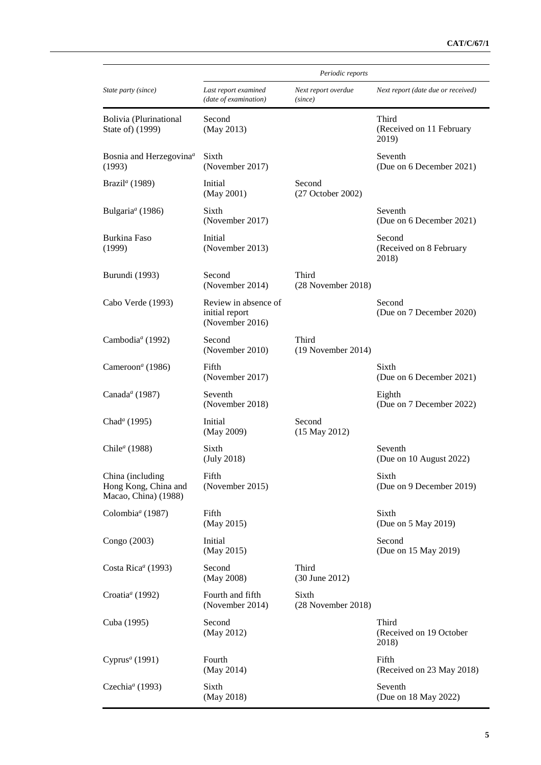| State party (since) | Periodic reports | | |
|---|---|---|---|
| | *Last report examined (date of examination)* | *Next report overdue (since)* | *Next report (date due or received)* |
| Bolivia (Plurinational State of) (1999) | Second (May 2013) | | Third (Received on 11 February 2019) |
| Bosnia and Herzegovina[a] (1993) | Sixth (November 2017) | | Seventh (Due on 6 December 2021) |
| Brazil[a] (1989) | Initial (May 2001) | Second (27 October 2002) | |
| Bulgaria[a] (1986) | Sixth (November 2017) | | Seventh (Due on 6 December 2021) |
| Burkina Faso (1999) | Initial (November 2013) | | Second (Received on 8 February 2018) |
| Burundi (1993) | Second (November 2014) | Third (28 November 2018) | |
| Cabo Verde (1993) | Review in absence of initial report (November 2016) | | Second (Due on 7 December 2020) |
| Cambodia[a] (1992) | Second (November 2010) | Third (19 November 2014) | |
| Cameroon[a] (1986) | Fifth (November 2017) | | Sixth (Due on 6 December 2021) |
| Canada[a] (1987) | Seventh (November 2018) | | Eighth (Due on 7 December 2022) |
| Chad[a] (1995) | Initial (May 2009) | Second (15 May 2012) | |
| Chile[a] (1988) | Sixth (July 2018) | | Seventh (Due on 10 August 2022) |
| China (including Hong Kong, China and Macao, China) (1988) | Fifth (November 2015) | | Sixth (Due on 9 December 2019) |
| Colombia[a] (1987) | Fifth (May 2015) | | Sixth (Due on 5 May 2019) |
| Congo (2003) | Initial (May 2015) | | Second (Due on 15 May 2019) |
| Costa Rica[a] (1993) | Second (May 2008) | Third (30 June 2012) | |
| Croatia[a] (1992) | Fourth and fifth (November 2014) | Sixth (28 November 2018) | |
| Cuba (1995) | Second (May 2012) | | Third (Received on 19 October 2018) |
| Cyprus[a] (1991) | Fourth (May 2014) | | Fifth (Received on 23 May 2018) |
| Czechia[a] (1993) | Sixth (May 2018) | | Seventh (Due on 18 May 2022) |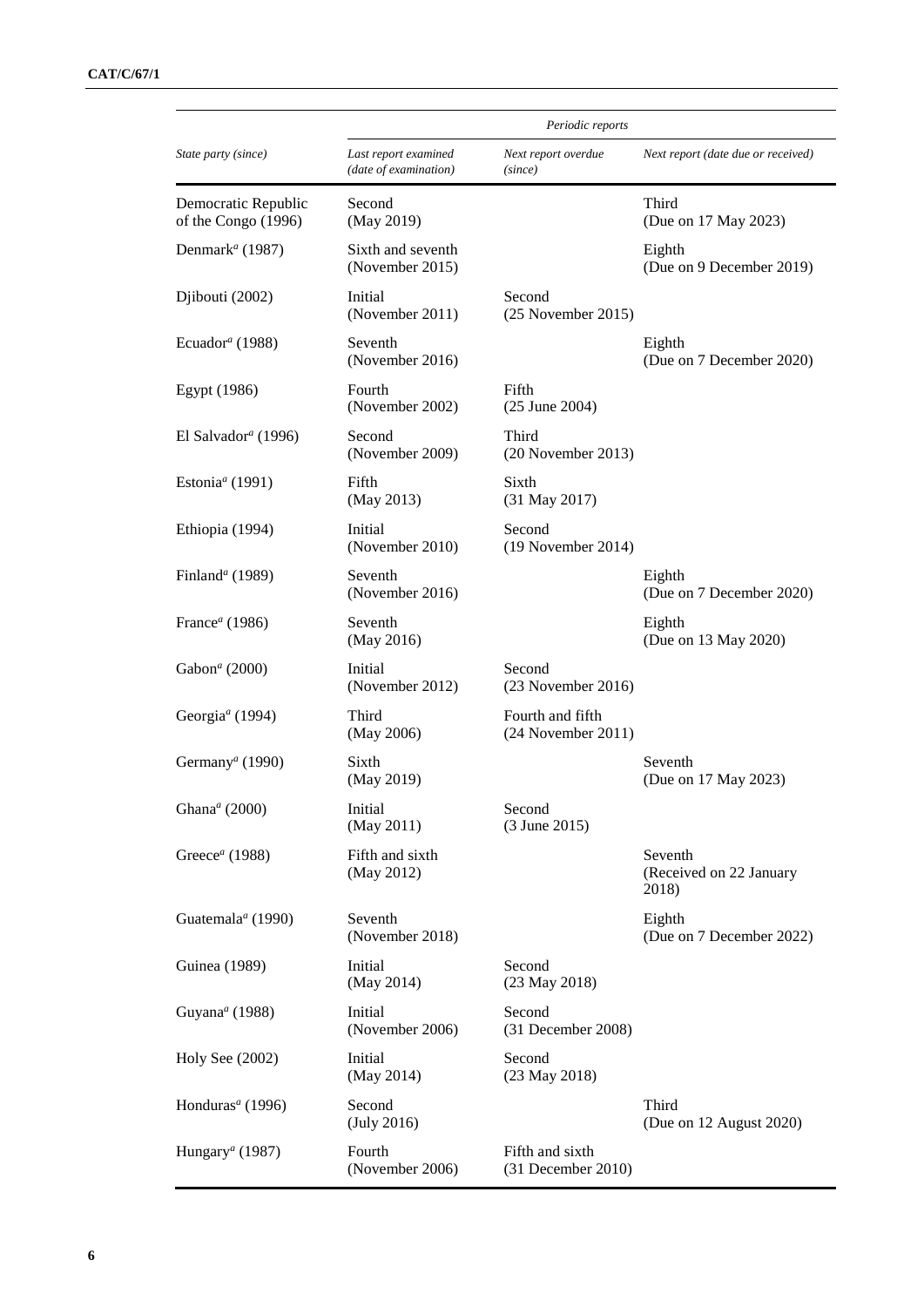| State party (since) | Periodic reports | | |
|---|---|---|---|
| | *Last report examined (date of examination)* | *Next report overdue (since)* | *Next report (date due or received)* |
| Democratic Republic of the Congo (1996) | Second (May 2019) | | Third (Due on 17 May 2023) |
| Denmark[a] (1987) | Sixth and seventh (November 2015) | | Eighth (Due on 9 December 2019) |
| Djibouti (2002) | Initial (November 2011) | Second (25 November 2015) | |
| Ecuador[a] (1988) | Seventh (November 2016) | | Eighth (Due on 7 December 2020) |
| Egypt (1986) | Fourth (November 2002) | Fifth (25 June 2004) | |
| El Salvador[a] (1996) | Second (November 2009) | Third (20 November 2013) | |
| Estonia[a] (1991) | Fifth (May 2013) | Sixth (31 May 2017) | |
| Ethiopia (1994) | Initial (November 2010) | Second (19 November 2014) | |
| Finland[a] (1989) | Seventh (November 2016) | | Eighth (Due on 7 December 2020) |
| France[a] (1986) | Seventh (May 2016) | | Eighth (Due on 13 May 2020) |
| Gabon[a] (2000) | Initial (November 2012) | Second (23 November 2016) | |
| Georgia[a] (1994) | Third (May 2006) | Fourth and fifth (24 November 2011) | |
| Germany[a] (1990) | Sixth (May 2019) | | Seventh (Due on 17 May 2023) |
| Ghana[a] (2000) | Initial (May 2011) | Second (3 June 2015) | |
| Greece[a] (1988) | Fifth and sixth (May 2012) | | Seventh (Received on 22 January 2018) |
| Guatemala[a] (1990) | Seventh (November 2018) | | Eighth (Due on 7 December 2022) |
| Guinea (1989) | Initial (May 2014) | Second (23 May 2018) | |
| Guyana[a] (1988) | Initial (November 2006) | Second (31 December 2008) | |
| Holy See (2002) | Initial (May 2014) | Second (23 May 2018) | |
| Honduras[a] (1996) | Second (July 2016) | | Third (Due on 12 August 2020) |
| Hungary[a] (1987) | Fourth (November 2006) | Fifth and sixth (31 December 2010) | |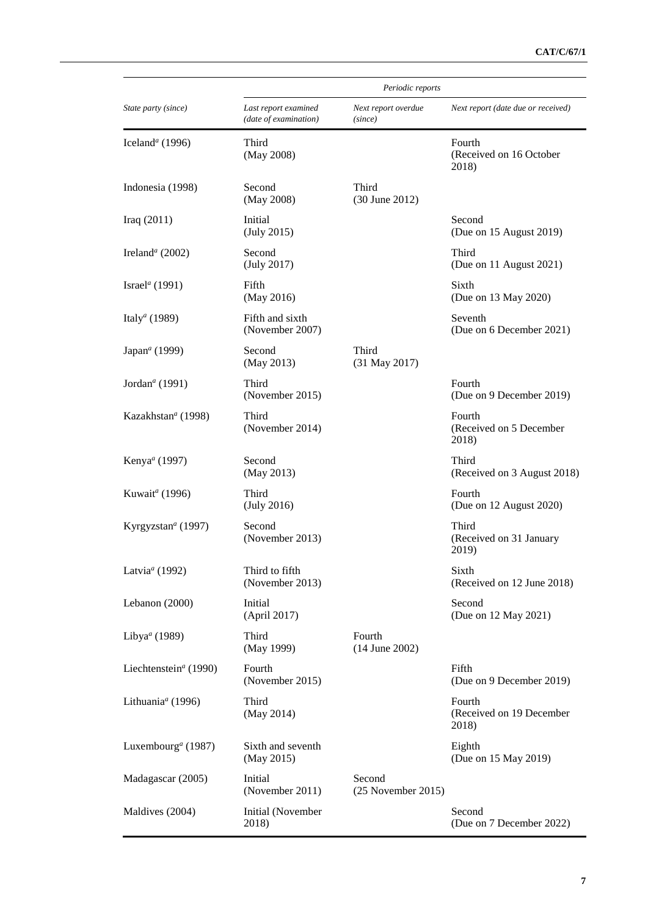| State party (since) | Periodic reports | | |
|---|---|---|---|
| | *Last report examined (date of examination)* | *Next report overdue (since)* | *Next report (date due or received)* |
| Iceland[a] (1996) | Third (May 2008) | | Fourth (Received on 16 October 2018) |
| Indonesia (1998) | Second (May 2008) | Third (30 June 2012) | |
| Iraq (2011) | Initial (July 2015) | | Second (Due on 15 August 2019) |
| Ireland[a] (2002) | Second (July 2017) | | Third (Due on 11 August 2021) |
| Israel[a] (1991) | Fifth (May 2016) | | Sixth (Due on 13 May 2020) |
| Italy[a] (1989) | Fifth and sixth (November 2007) | | Seventh (Due on 6 December 2021) |
| Japan[a] (1999) | Second (May 2013) | Third (31 May 2017) | |
| Jordan[a] (1991) | Third (November 2015) | | Fourth (Due on 9 December 2019) |
| Kazakhstan[a] (1998) | Third (November 2014) | | Fourth (Received on 5 December 2018) |
| Kenya[a] (1997) | Second (May 2013) | | Third (Received on 3 August 2018) |
| Kuwait[a] (1996) | Third (July 2016) | | Fourth (Due on 12 August 2020) |
| Kyrgyzstan[a] (1997) | Second (November 2013) | | Third (Received on 31 January 2019) |
| Latvia[a] (1992) | Third to fifth (November 2013) | | Sixth (Received on 12 June 2018) |
| Lebanon (2000) | Initial (April 2017) | | Second (Due on 12 May 2021) |
| Libya[a] (1989) | Third (May 1999) | Fourth (14 June 2002) | |
| Liechtenstein[a] (1990) | Fourth (November 2015) | | Fifth (Due on 9 December 2019) |
| Lithuania[a] (1996) | Third (May 2014) | | Fourth (Received on 19 December 2018) |
| Luxembourg[a] (1987) | Sixth and seventh (May 2015) | | Eighth (Due on 15 May 2019) |
| Madagascar (2005) | Initial (November 2011) | Second (25 November 2015) | |
| Maldives (2004) | Initial (November 2018) | | Second (Due on 7 December 2022) |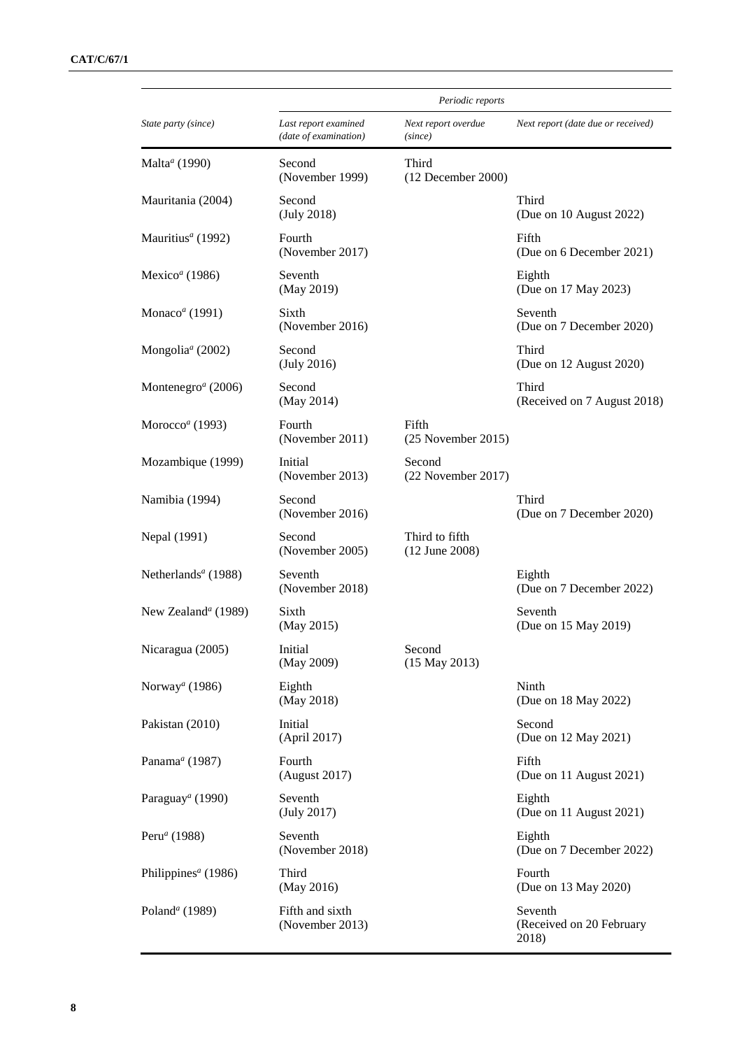| State party (since) | Periodic reports | | |
| --- | --- | --- | --- |
| | *Last report examined (date of examination)* | *Next report overdue (since)* | *Next report (date due or received)* |
| Malta[a] (1990) | Second (November 1999) | Third (12 December 2000) | |
| Mauritania (2004) | Second (July 2018) | | Third (Due on 10 August 2022) |
| Mauritius[a] (1992) | Fourth (November 2017) | | Fifth (Due on 6 December 2021) |
| Mexico[a] (1986) | Seventh (May 2019) | | Eighth (Due on 17 May 2023) |
| Monaco[a] (1991) | Sixth (November 2016) | | Seventh (Due on 7 December 2020) |
| Mongolia[a] (2002) | Second (July 2016) | | Third (Due on 12 August 2020) |
| Montenegro[a] (2006) | Second (May 2014) | | Third (Received on 7 August 2018) |
| Morocco[a] (1993) | Fourth (November 2011) | Fifth (25 November 2015) | |
| Mozambique (1999) | Initial (November 2013) | Second (22 November 2017) | |
| Namibia (1994) | Second (November 2016) | | Third (Due on 7 December 2020) |
| Nepal (1991) | Second (November 2005) | Third to fifth (12 June 2008) | |
| Netherlands[a] (1988) | Seventh (November 2018) | | Eighth (Due on 7 December 2022) |
| New Zealand[a] (1989) | Sixth (May 2015) | | Seventh (Due on 15 May 2019) |
| Nicaragua (2005) | Initial (May 2009) | Second (15 May 2013) | |
| Norway[a] (1986) | Eighth (May 2018) | | Ninth (Due on 18 May 2022) |
| Pakistan (2010) | Initial (April 2017) | | Second (Due on 12 May 2021) |
| Panama[a] (1987) | Fourth (August 2017) | | Fifth (Due on 11 August 2021) |
| Paraguay[a] (1990) | Seventh (July 2017) | | Eighth (Due on 11 August 2021) |
| Peru[a] (1988) | Seventh (November 2018) | | Eighth (Due on 7 December 2022) |
| Philippines[a] (1986) | Third (May 2016) | | Fourth (Due on 13 May 2020) |
| Poland[a] (1989) | Fifth and sixth (November 2013) | | Seventh (Received on 20 February 2018) |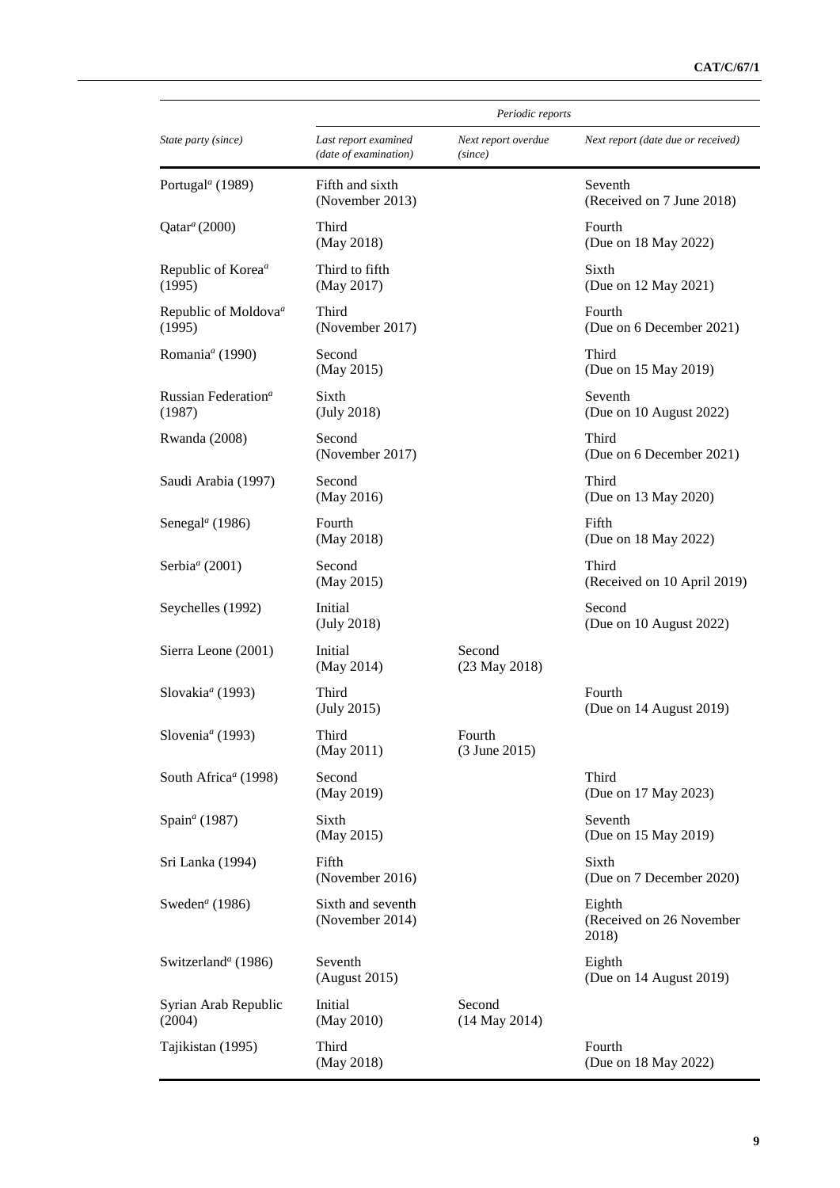| State party (since) | Periodic reports | | |
|---|---|---|---|
| | *Last report examined (date of examination)* | *Next report overdue (since)* | *Next report (date due or received)* |
| Portugal[a] (1989) | Fifth and sixth (November 2013) | | Seventh (Received on 7 June 2018) |
| Qatar[a] (2000) | Third (May 2018) | | Fourth (Due on 18 May 2022) |
| Republic of Korea[a] (1995) | Third to fifth (May 2017) | | Sixth (Due on 12 May 2021) |
| Republic of Moldova[a] (1995) | Third (November 2017) | | Fourth (Due on 6 December 2021) |
| Romania[a] (1990) | Second (May 2015) | | Third (Due on 15 May 2019) |
| Russian Federation[a] (1987) | Sixth (July 2018) | | Seventh (Due on 10 August 2022) |
| Rwanda (2008) | Second (November 2017) | | Third (Due on 6 December 2021) |
| Saudi Arabia (1997) | Second (May 2016) | | Third (Due on 13 May 2020) |
| Senegal[a] (1986) | Fourth (May 2018) | | Fifth (Due on 18 May 2022) |
| Serbia[a] (2001) | Second (May 2015) | | Third (Received on 10 April 2019) |
| Seychelles (1992) | Initial (July 2018) | | Second (Due on 10 August 2022) |
| Sierra Leone (2001) | Initial (May 2014) | Second (23 May 2018) | |
| Slovakia[a] (1993) | Third (July 2015) | | Fourth (Due on 14 August 2019) |
| Slovenia[a] (1993) | Third (May 2011) | Fourth (3 June 2015) | |
| South Africa[a] (1998) | Second (May 2019) | | Third (Due on 17 May 2023) |
| Spain[a] (1987) | Sixth (May 2015) | | Seventh (Due on 15 May 2019) |
| Sri Lanka (1994) | Fifth (November 2016) | | Sixth (Due on 7 December 2020) |
| Sweden[a] (1986) | Sixth and seventh (November 2014) | | Eighth (Received on 26 November 2018) |
| Switzerland[a] (1986) | Seventh (August 2015) | | Eighth (Due on 14 August 2019) |
| Syrian Arab Republic (2004) | Initial (May 2010) | Second (14 May 2014) | |
| Tajikistan (1995) | Third (May 2018) | | Fourth (Due on 18 May 2022) |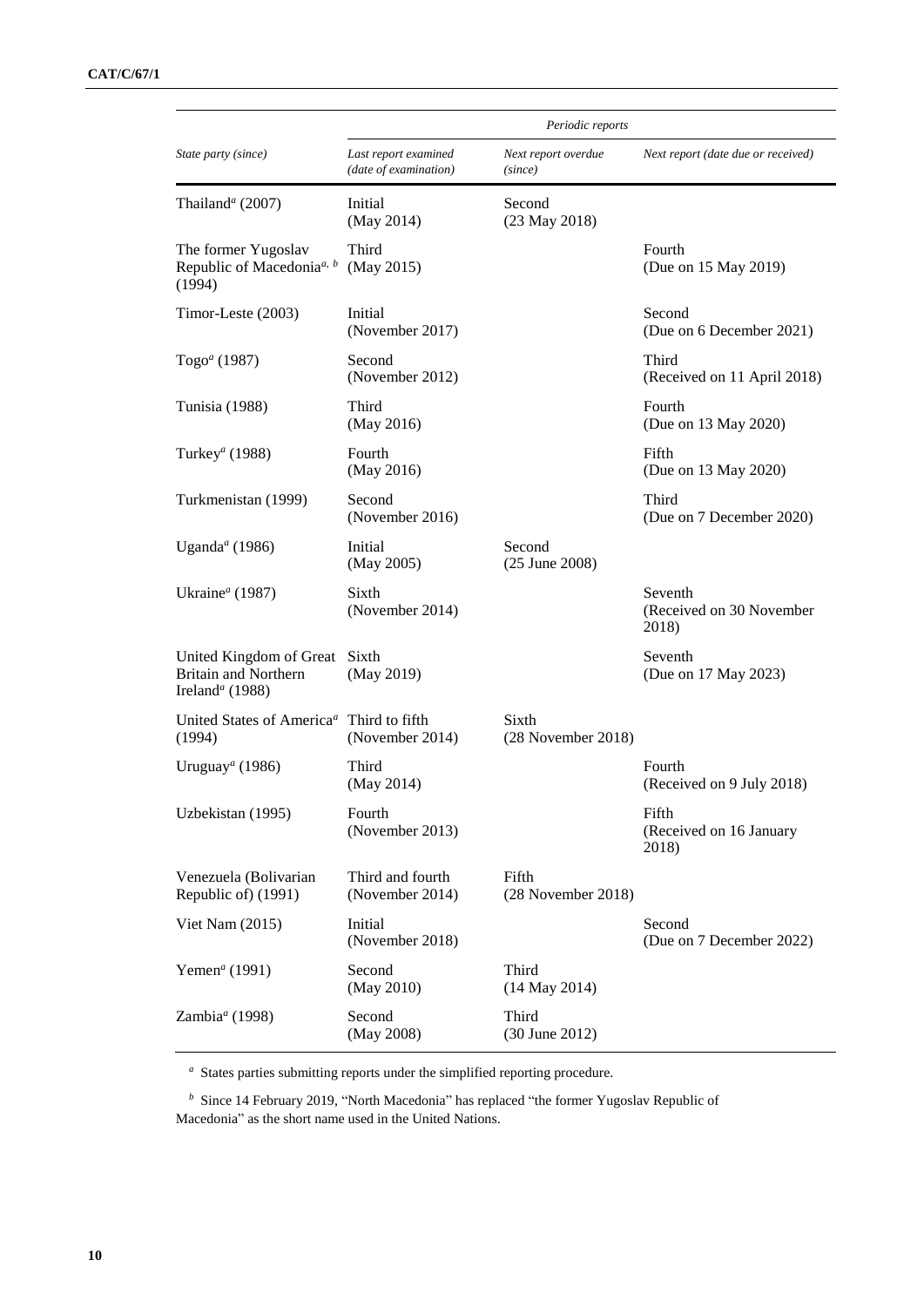| State party (since) | Periodic reports | | |
|---|---|---|---|
| | Last report examined (date of examination) | Next report overdue (since) | Next report (date due or received) |
| Thailand[a] (2007) | Initial (May 2014) | Second (23 May 2018) | |
| The former Yugoslav Republic of Macedonia[a, b] (1994) | Third (May 2015) | | Fourth (Due on 15 May 2019) |
| Timor-Leste (2003) | Initial (November 2017) | | Second (Due on 6 December 2021) |
| Togo[a] (1987) | Second (November 2012) | | Third (Received on 11 April 2018) |
| Tunisia (1988) | Third (May 2016) | | Fourth (Due on 13 May 2020) |
| Turkey[a] (1988) | Fourth (May 2016) | | Fifth (Due on 13 May 2020) |
| Turkmenistan (1999) | Second (November 2016) | | Third (Due on 7 December 2020) |
| Uganda[a] (1986) | Initial (May 2005) | Second (25 June 2008) | |
| Ukraine[a] (1987) | Sixth (November 2014) | | Seventh (Received on 30 November 2018) |
| United Kingdom of Great Britain and Northern Ireland[a] (1988) | Sixth (May 2019) | | Seventh (Due on 17 May 2023) |
| United States of America[a] (1994) | Third to fifth (November 2014) | Sixth (28 November 2018) | |
| Uruguay[a] (1986) | Third (May 2014) | | Fourth (Received on 9 July 2018) |
| Uzbekistan (1995) | Fourth (November 2013) | | Fifth (Received on 16 January 2018) |
| Venezuela (Bolivarian Republic of) (1991) | Third and fourth (November 2014) | Fifth (28 November 2018) | |
| Viet Nam (2015) | Initial (November 2018) | | Second (Due on 7 December 2022) |
| Yemen[a] (1991) | Second (May 2010) | Third (14 May 2014) | |
| Zambia[a] (1998) | Second (May 2008) | Third (30 June 2012) | |

[a] States parties submitting reports under the simplified reporting procedure.

[b] Since 14 February 2019, "North Macedonia" has replaced "the former Yugoslav Republic of Macedonia" as the short name used in the United Nations.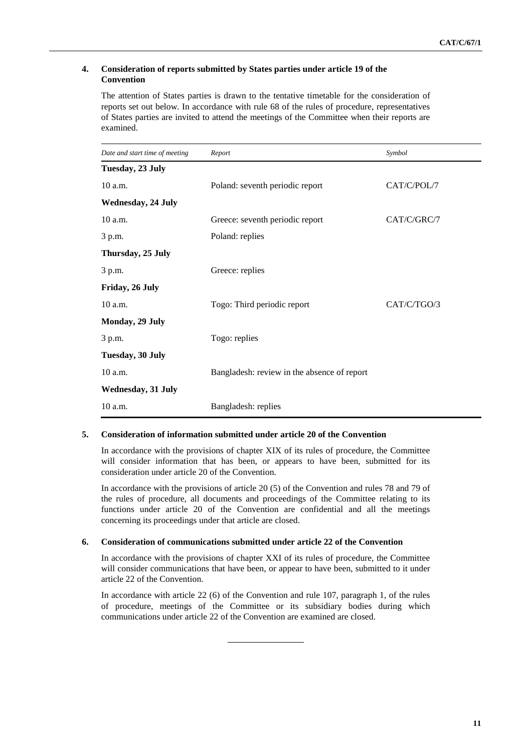## 4. Consideration of reports submitted by States parties under article 19 of the Convention

The attention of States parties is drawn to the tentative timetable for the consideration of reports set out below. In accordance with rule 68 of the rules of procedure, representatives of States parties are invited to attend the meetings of the Committee when their reports are examined.

| *Date and start time of meeting* | *Report* | *Symbol* |
|---|---|---|
| **Tuesday, 23 July** | | |
| 10 a.m. | Poland: seventh periodic report | CAT/C/POL/7 |
| **Wednesday, 24 July** | | |
| 10 a.m. | Greece: seventh periodic report | CAT/C/GRC/7 |
| 3 p.m. | Poland: replies | |
| **Thursday, 25 July** | | |
| 3 p.m. | Greece: replies | |
| **Friday, 26 July** | | |
| 10 a.m. | Togo: Third periodic report | CAT/C/TGO/3 |
| **Monday, 29 July** | | |
| 3 p.m. | Togo: replies | |
| **Tuesday, 30 July** | | |
| 10 a.m. | Bangladesh: review in the absence of report | |
| **Wednesday, 31 July** | | |
| 10 a.m. | Bangladesh: replies | |

## 5. Consideration of information submitted under article 20 of the Convention

In accordance with the provisions of chapter XIX of its rules of procedure, the Committee will consider information that has been, or appears to have been, submitted for its consideration under article 20 of the Convention.

In accordance with the provisions of article 20 (5) of the Convention and rules 78 and 79 of the rules of procedure, all documents and proceedings of the Committee relating to its functions under article 20 of the Convention are confidential and all the meetings concerning its proceedings under that article are closed.

## 6. Consideration of communications submitted under article 22 of the Convention

In accordance with the provisions of chapter XXI of its rules of procedure, the Committee will consider communications that have been, or appear to have been, submitted to it under article 22 of the Convention.

In accordance with article 22 (6) of the Convention and rule 107, paragraph 1, of the rules of procedure, meetings of the Committee or its subsidiary bodies during which communications under article 22 of the Convention are examined are closed.